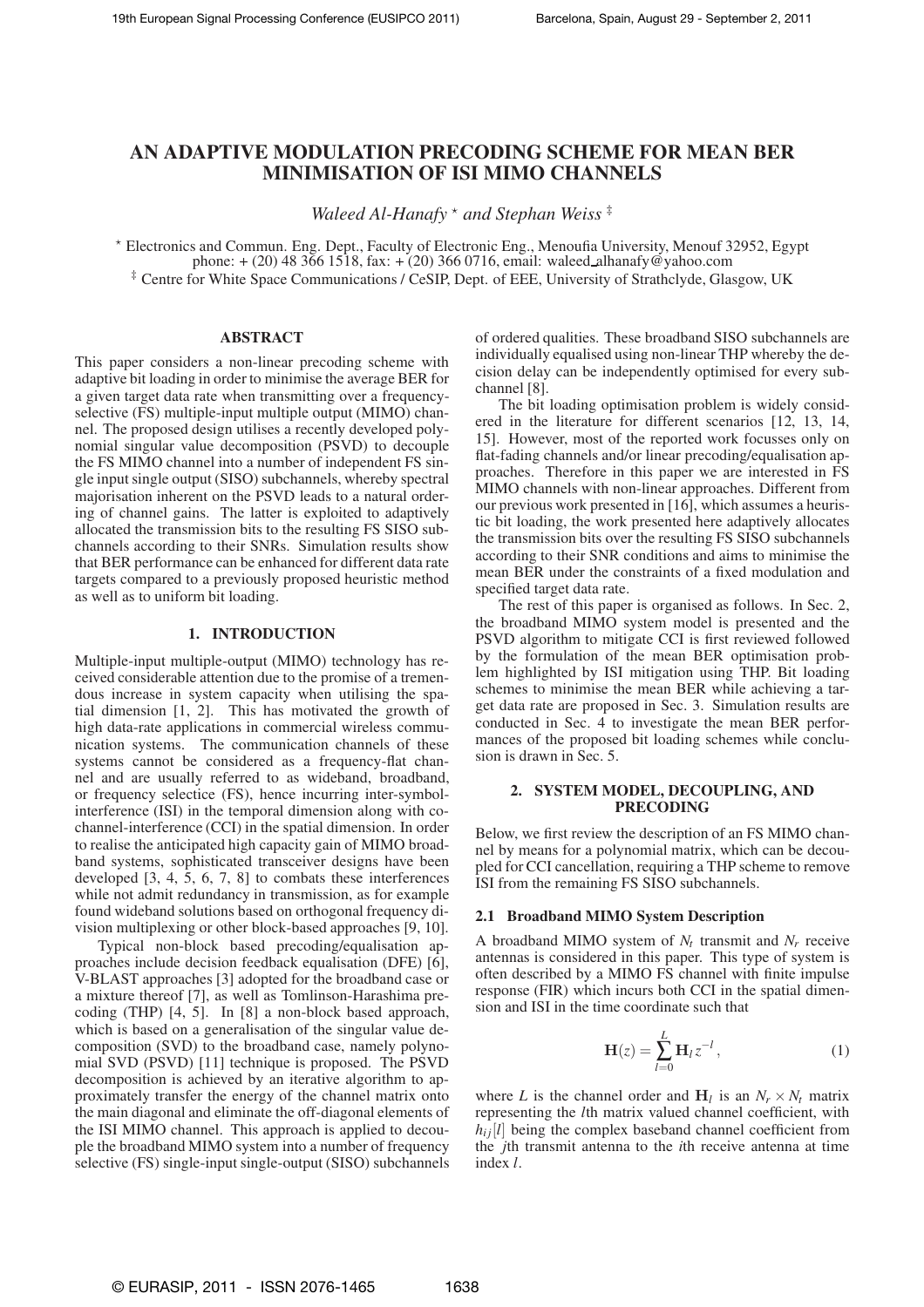# AN ADAPTIVE MODULATION PRECODING SCHEME FOR MEAN BER MINIMISATION OF ISI MIMO CHANNELS

*Waleed Al-Hanafy* [⋆] *and Stephan Weiss* [‡]

[⋆] Electronics and Commun. Eng. Dept., Faculty of Electronic Eng., Menoufia University, Menouf 32952, Egypt
phone: + (20) 48 366 1518, fax: + (20) 366 0716, email: waleed_alhanafy@yahoo.com

[‡] Centre for White Space Communications / CeSIP, Dept. of EEE, University of Strathclyde, Glasgow, UK

## ABSTRACT

This paper considers a non-linear precoding scheme with adaptive bit loading in order to minimise the average BER for a given target data rate when transmitting over a frequency-selective (FS) multiple-input multiple output (MIMO) channel. The proposed design utilises a recently developed polynomial singular value decomposition (PSVD) to decouple the FS MIMO channel into a number of independent FS single input single output (SISO) subchannels, whereby spectral majorisation inherent on the PSVD leads to a natural ordering of channel gains. The latter is exploited to adaptively allocated the transmission bits to the resulting FS SISO subchannels according to their SNRs. Simulation results show that BER performance can be enhanced for different data rate targets compared to a previously proposed heuristic method as well as to uniform bit loading.

## 1. INTRODUCTION

Multiple-input multiple-output (MIMO) technology has received considerable attention due to the promise of a tremendous increase in system capacity when utilising the spatial dimension [1, 2]. This has motivated the growth of high data-rate applications in commercial wireless communication systems. The communication channels of these systems cannot be considered as a frequency-flat channel and are usually referred to as wideband, broadband, or frequency selectice (FS), hence incurring inter-symbol-interference (ISI) in the temporal dimension along with co-channel-interference (CCI) in the spatial dimension. In order to realise the anticipated high capacity gain of MIMO broadband systems, sophisticated transceiver designs have been developed [3, 4, 5, 6, 7, 8] to combats these interferences while not admit redundancy in transmission, as for example found wideband solutions based on orthogonal frequency division multiplexing or other block-based approaches [9, 10].

Typical non-block based precoding/equalisation approaches include decision feedback equalisation (DFE) [6], V-BLAST approaches [3] adopted for the broadband case or a mixture thereof [7], as well as Tomlinson-Harashima precoding (THP) [4, 5]. In [8] a non-block based approach, which is based on a generalisation of the singular value decomposition (SVD) to the broadband case, namely polynomial SVD (PSVD) [11] technique is proposed. The PSVD decomposition is achieved by an iterative algorithm to approximately transfer the energy of the channel matrix onto the main diagonal and eliminate the off-diagonal elements of the ISI MIMO channel. This approach is applied to decouple the broadband MIMO system into a number of frequency selective (FS) single-input single-output (SISO) subchannels of ordered qualities. These broadband SISO subchannels are individually equalised using non-linear THP whereby the decision delay can be independently optimised for every subchannel [8].

The bit loading optimisation problem is widely considered in the literature for different scenarios [12, 13, 14, 15]. However, most of the reported work focusses only on flat-fading channels and/or linear precoding/equalisation approaches. Therefore in this paper we are interested in FS MIMO channels with non-linear approaches. Different from our previous work presented in [16], which assumes a heuristic bit loading, the work presented here adaptively allocates the transmission bits over the resulting FS SISO subchannels according to their SNR conditions and aims to minimise the mean BER under the constraints of a fixed modulation and specified target data rate.

The rest of this paper is organised as follows. In Sec. 2, the broadband MIMO system model is presented and the PSVD algorithm to mitigate CCI is first reviewed followed by the formulation of the mean BER optimisation problem highlighted by ISI mitigation using THP. Bit loading schemes to minimise the mean BER while achieving a target data rate are proposed in Sec. 3. Simulation results are conducted in Sec. 4 to investigate the mean BER performances of the proposed bit loading schemes while conclusion is drawn in Sec. 5.

## 2. SYSTEM MODEL, DECOUPLING, AND PRECODING

Below, we first review the description of an FS MIMO channel by means for a polynomial matrix, which can be decoupled for CCI cancellation, requiring a THP scheme to remove ISI from the remaining FS SISO subchannels.

### 2.1 Broadband MIMO System Description

A broadband MIMO system of $N_t$ transmit and $N_r$ receive antennas is considered in this paper. This type of system is often described by a MIMO FS channel with finite impulse response (FIR) which incurs both CCI in the spatial dimension and ISI in the time coordinate such that

$$\mathbf{H}(z) = \sum_{l=0}^{L} \mathbf{H}_l z^{-l}, \tag{1}$$

where $L$ is the channel order and $\mathbf{H}_l$ is an $N_r \times N_t$ matrix representing the $l$th matrix valued channel coefficient, with $h_{ij}[l]$ being the complex baseband channel coefficient from the $j$th transmit antenna to the $i$th receive antenna at time index $l$.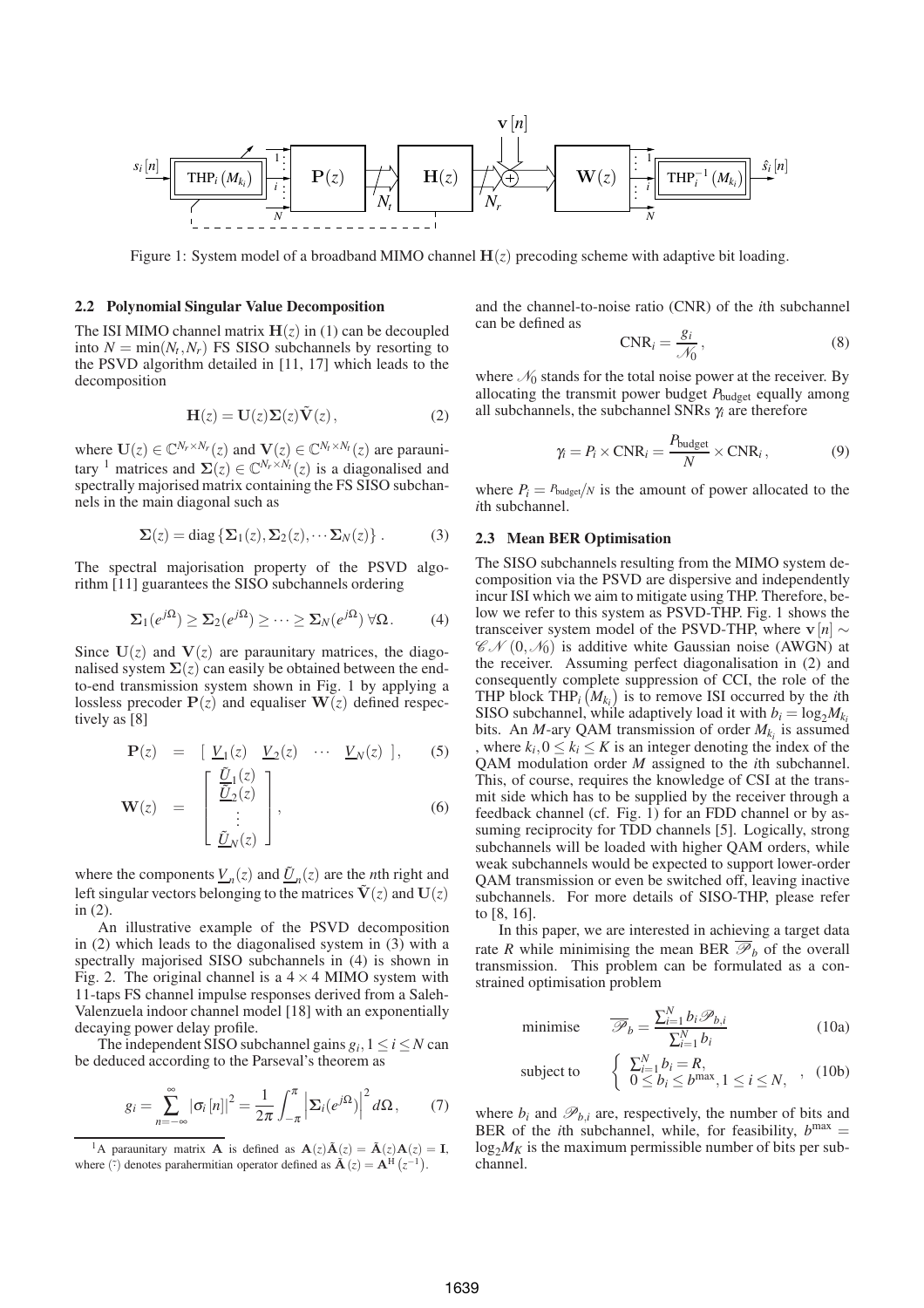Figure 1: System model of a broadband MIMO channel $\mathbf{H}(z)$ precoding scheme with adaptive bit loading.

### 2.2 Polynomial Singular Value Decomposition

The ISI MIMO channel matrix $\mathbf{H}(z)$ in (1) can be decoupled into $N = \min(N_t, N_r)$ FS SISO subchannels by resorting to the PSVD algorithm detailed in [11, 17] which leads to the decomposition

$$\mathbf{H}(z) = \mathbf{U}(z)\mathbf{\Sigma}(z)\tilde{\mathbf{V}}(z), \tag{2}$$

where $\mathbf{U}(z) \in \mathbb{C}^{N_r \times N_r}(z)$ and $\mathbf{V}(z) \in \mathbb{C}^{N_t \times N_t}(z)$ are paraunitary [1] matrices and $\mathbf{\Sigma}(z) \in \mathbb{C}^{N_r \times N_t}(z)$ is a diagonalised and spectrally majorised matrix containing the FS SISO subchannels in the main diagonal such as

$$\mathbf{\Sigma}(z) = \text{diag}\left\{\mathbf{\Sigma}_1(z), \mathbf{\Sigma}_2(z), \cdots \mathbf{\Sigma}_N(z)\right\}. \tag{3}$$

The spectral majorisation property of the PSVD algorithm [11] guarantees the SISO subchannels ordering

$$\mathbf{\Sigma}_1(e^{j\Omega}) \geq \mathbf{\Sigma}_2(e^{j\Omega}) \geq \cdots \geq \mathbf{\Sigma}_N(e^{j\Omega}) \, \forall \Omega. \tag{4}$$

Since $\mathbf{U}(z)$ and $\mathbf{V}(z)$ are paraunitary matrices, the diagonalised system $\mathbf{\Sigma}(z)$ can easily be obtained between the end-to-end transmission system shown in Fig. 1 by applying a lossless precoder $\mathbf{P}(z)$ and equaliser $\mathbf{W}(z)$ defined respectively as [8]

$$\mathbf{P}(z) = \begin{bmatrix} \underline{V}_1(z) & \underline{V}_2(z) & \cdots & \underline{V}_N(z) \end{bmatrix}, \tag{5}$$

$$\mathbf{W}(z) = \begin{bmatrix} \underline{\tilde{U}}_1(z) \\ \underline{\tilde{U}}_2(z) \\ \vdots \\ \underline{\tilde{U}}_N(z) \end{bmatrix}, \tag{6}$$

where the components $\underline{V}_n(z)$ and $\underline{\tilde{U}}_n(z)$ are the $n$th right and left singular vectors belonging to the matrices $\tilde{\mathbf{V}}(z)$ and $\mathbf{U}(z)$ in (2).

An illustrative example of the PSVD decomposition in (2) which leads to the diagonalised system in (3) with a spectrally majorised SISO subchannels in (4) is shown in Fig. 2. The original channel is a $4 \times 4$ MIMO system with 11-taps FS channel impulse responses derived from a Saleh-Valenzuela indoor channel model [18] with an exponentially decaying power delay profile.

The independent SISO subchannel gains $g_i, 1 \leq i \leq N$ can be deduced according to the Parseval's theorem as

$$g_i = \sum_{n=-\infty}^{\infty} |\sigma_i[n]|^2 = \frac{1}{2\pi}\int_{-\pi}^{\pi} \left|\mathbf{\Sigma}_i(e^{j\Omega})\right|^2 d\Omega, \tag{7}$$

[1] A paraunitary matrix $\mathbf{A}$ is defined as $\mathbf{A}(z)\tilde{\mathbf{A}}(z) = \tilde{\mathbf{A}}(z)\mathbf{A}(z) = \mathbf{I}$, where $\tilde{(\cdot)}$ denotes parahermitian operator defined as $\tilde{\mathbf{A}}(z) = \mathbf{A}^{\mathrm{H}}\left(z^{-1}\right)$.

and the channel-to-noise ratio (CNR) of the $i$th subchannel can be defined as

$$\text{CNR}_i = \frac{g_i}{\mathscr{N}_0}, \tag{8}$$

where $\mathscr{N}_0$ stands for the total noise power at the receiver. By allocating the transmit power budget $P_{\text{budget}}$ equally among all subchannels, the subchannel SNRs $\gamma_i$ are therefore

$$\gamma_i = P_i \times \text{CNR}_i = \frac{P_{\text{budget}}}{N} \times \text{CNR}_i, \tag{9}$$

where $P_i = P_{\text{budget}}/N$ is the amount of power allocated to the $i$th subchannel.

### 2.3 Mean BER Optimisation

The SISO subchannels resulting from the MIMO system decomposition via the PSVD are dispersive and independently incur ISI which we aim to mitigate using THP. Therefore, below we refer to this system as PSVD-THP. Fig. 1 shows the transceiver system model of the PSVD-THP, where $\mathbf{v}[n] \sim \mathscr{CN}(0, \mathscr{N}_0)$ is additive white Gaussian noise (AWGN) at the receiver. Assuming perfect diagonalisation in (2) and consequently complete suppression of CCI, the role of the THP block $\text{THP}_i\left(M_{k_i}\right)$ is to remove ISI occurred by the $i$th SISO subchannel, while adaptively load it with $b_i = \log_2 M_{k_i}$ bits. An $M$-ary QAM transmission of order $M_{k_i}$ is assumed , where $k_i, 0 \leq k_i \leq K$ is an integer denoting the index of the QAM modulation order $M$ assigned to the $i$th subchannel. This, of course, requires the knowledge of CSI at the transmit side which has to be supplied by the receiver through a feedback channel (cf. Fig. 1) for an FDD channel or by assuming reciprocity for TDD channels [5]. Logically, strong subchannels will be loaded with higher QAM orders, while weak subchannels would be expected to support lower-order QAM transmission or even be switched off, leaving inactive subchannels. For more details of SISO-THP, please refer to [8, 16].

In this paper, we are interested in achieving a target data rate $R$ while minimising the mean BER $\overline{\mathscr{P}}_b$ of the overall transmission. This problem can be formulated as a constrained optimisation problem

$$\text{minimise} \quad \overline{\mathscr{P}}_b = \frac{\sum_{i=1}^{N} b_i \mathscr{P}_{b,i}}{\sum_{i=1}^{N} b_i} \tag{10a}$$

$$\text{subject to} \quad \begin{cases} \sum_{i=1}^{N} b_i = R, \\ 0 \leq b_i \leq b^{\max}, 1 \leq i \leq N, \end{cases} \tag{10b}$$

where $b_i$ and $\mathscr{P}_{b,i}$ are, respectively, the number of bits and BER of the $i$th subchannel, while, for feasibility, $b^{\max} = \log_2 M_K$ is the maximum permissible number of bits per subchannel.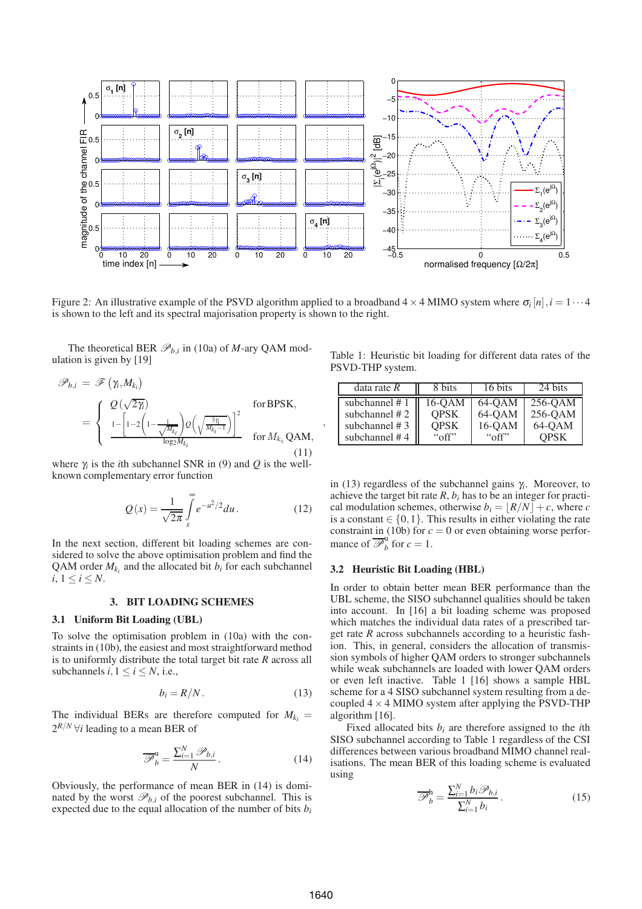Figure 2: An illustrative example of the PSVD algorithm applied to a broadband $4 \times 4$ MIMO system where $\sigma_i[n], i = 1 \cdots 4$ is shown to the left and its spectral majorisation property is shown to the right.

The theoretical BER $\mathscr{P}_{b,i}$ in (10a) of $M$-ary QAM modulation is given by [19]

$$\mathscr{P}_{b,i} = \mathscr{F}(\gamma_i, M_{k_i}) = \begin{cases} Q(\sqrt{2\gamma_i}) & \text{for BPSK,} \\ \dfrac{1-\left[1-2\left(1-\frac{1}{\sqrt{M_{k_i}}}\right)Q\left(\sqrt{\frac{3\gamma_i}{M_{k_i}-1}}\right)\right]^2}{\log_2 M_{k_i}} & \text{for } M_{k_i} \text{ QAM,} \end{cases} \tag{11}$$

where $\gamma_i$ is the $i$th subchannel SNR in (9) and $Q$ is the well-known complementary error function

$$Q(x) = \frac{1}{\sqrt{2\pi}} \int_x^\infty e^{-u^2/2} du \,. \tag{12}$$

In the next section, different bit loading schemes are considered to solve the above optimisation problem and find the QAM order $M_{k_i}$ and the allocated bit $b_i$ for each subchannel $i$, $1 \leq i \leq N$.

## 3. BIT LOADING SCHEMES

### 3.1 Uniform Bit Loading (UBL)

To solve the optimisation problem in (10a) with the constraints in (10b), the easiest and most straightforward method is to uniformly distribute the total target bit rate $R$ across all subchannels $i$, $1 \leq i \leq N$, i.e.,

$$b_i = R/N \,. \tag{13}$$

The individual BERs are therefore computed for $M_{k_i} = 2^{R/N}\, \forall i$ leading to a mean BER of

$$\overline{\mathscr{P}}_b^{\mathrm{u}} = \frac{\sum_{i=1}^N \mathscr{P}_{b,i}}{N} \,. \tag{14}$$

Obviously, the performance of mean BER in (14) is dominated by the worst $\mathscr{P}_{b,i}$ of the poorest subchannel. This is expected due to the equal allocation of the number of bits $b_i$ in (13) regardless of the subchannel gains $\gamma_i$. Moreover, to achieve the target bit rate $R$, $b_i$ has to be an integer for practical modulation schemes, otherwise $b_i = \lfloor R/N \rfloor + c$, where $c$ is a constant $\in \{0, 1\}$. This results in either violating the rate constraint in (10b) for $c = 0$ or even obtaining worse performance of $\overline{\mathscr{P}}_b^{\mathrm{u}}$ for $c = 1$.

Table 1: Heuristic bit loading for different data rates of the PSVD-THP system.

| data rate $R$ | 8 bits | 16 bits | 24 bits |
|---|---|---|---|
| subchannel # 1 | 16-QAM | 64-QAM | 256-QAM |
| subchannel # 2 | QPSK | 64-QAM | 256-QAM |
| subchannel # 3 | QPSK | 16-QAM | 64-QAM |
| subchannel # 4 | "off" | "off" | QPSK |

### 3.2 Heuristic Bit Loading (HBL)

In order to obtain better mean BER performance than the UBL scheme, the SISO subchannel qualities should be taken into account. In [16] a bit loading scheme was proposed which matches the individual data rates of a prescribed target rate $R$ across subchannels according to a heuristic fashion. This, in general, considers the allocation of transmission symbols of higher QAM orders to stronger subchannels while weak subchannels are loaded with lower QAM orders or even left inactive. Table 1 [16] shows a sample HBL scheme for a 4 SISO subchannel system resulting from a decoupled $4 \times 4$ MIMO system after applying the PSVD-THP algorithm [16].

Fixed allocated bits $b_i$ are therefore assigned to the $i$th SISO subchannel according to Table 1 regardless of the CSI differences between various broadband MIMO channel realisations. The mean BER of this loading scheme is evaluated using

$$\overline{\mathscr{P}}_b^{\mathrm{h}} = \frac{\sum_{i=1}^N b_i \mathscr{P}_{b,i}}{\sum_{i=1}^N b_i} \,. \tag{15}$$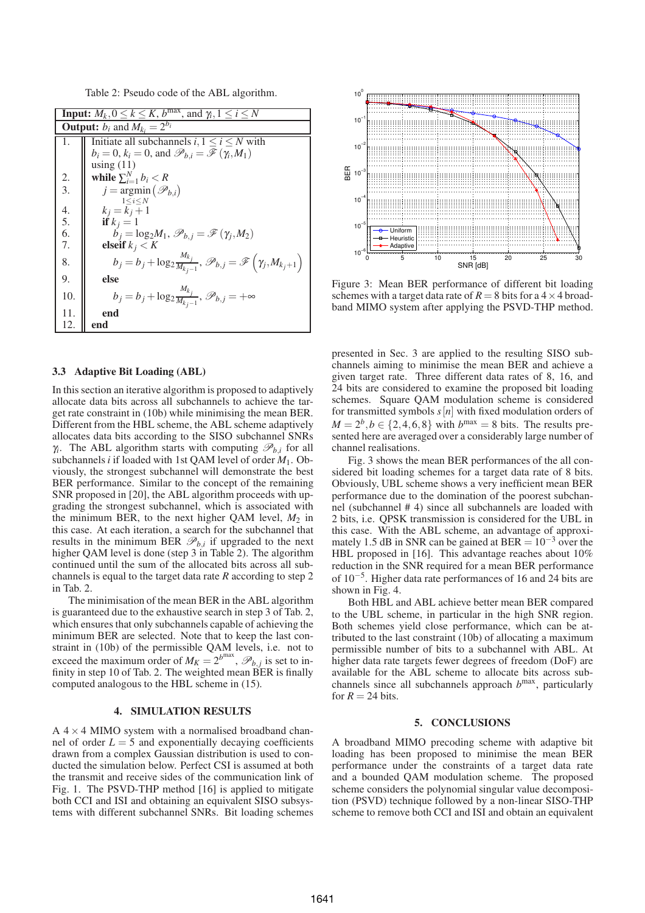Table 2: Pseudo code of the ABL algorithm.

| | **Input:** $M_k, 0 \leq k \leq K$, $b^{\max}$, and $\gamma_i, 1 \leq i \leq N$ |
|---|---|
| | **Output:** $b_i$ and $M_{k_i} = 2^{b_i}$ |
| 1. | Initiate all subchannels $i, 1 \leq i \leq N$ with $b_i = 0$, $k_i = 0$, and $\mathscr{P}_{b,i} = \mathscr{F}(\gamma_i, M_1)$ using (11) |
| 2. | **while** $\sum_{i=1}^{N} b_i < R$ |
| 3. | $j = \underset{1 \leq i \leq N}{\operatorname{argmin}} \left(\mathscr{P}_{b,i}\right)$ |
| 4. | $k_j = k_j + 1$ |
| 5. | **if** $k_j = 1$ |
| 6. | $b_j = \log_2 M_1$, $\mathscr{P}_{b,j} = \mathscr{F}(\gamma_j, M_2)$ |
| 7. | **elseif** $k_j < K$ |
| 8. | $b_j = b_j + \log_2 \frac{M_{k_j}}{M_{k_j - 1}}$, $\mathscr{P}_{b,j} = \mathscr{F}\left(\gamma_j, M_{k_j+1}\right)$ |
| 9. | **else** |
| 10. | $b_j = b_j + \log_2 \frac{M_{k_j}}{M_{k_j - 1}}$, $\mathscr{P}_{b,j} = +\infty$ |
| 11. | **end** |
| 12. | **end** |

### 3.3 Adaptive Bit Loading (ABL)

In this section an iterative algorithm is proposed to adaptively allocate data bits across all subchannels to achieve the target rate constraint in (10b) while minimising the mean BER. Different from the HBL scheme, the ABL scheme adaptively allocates data bits according to the SISO subchannel SNRs $\gamma_i$. The ABL algorithm starts with computing $\mathscr{P}_{b,i}$ for all subchannels $i$ if loaded with 1st QAM level of order $M_1$. Obviously, the strongest subchannel will demonstrate the best BER performance. Similar to the concept of the remaining SNR proposed in [20], the ABL algorithm proceeds with upgrading the strongest subchannel, which is associated with the minimum BER, to the next higher QAM level, $M_2$ in this case. At each iteration, a search for the subchannel that results in the minimum BER $\mathscr{P}_{b,i}$ if upgraded to the next higher QAM level is done (step 3 in Table 2). The algorithm continued until the sum of the allocated bits across all subchannels is equal to the target data rate $R$ according to step 2 in Tab. 2.

The minimisation of the mean BER in the ABL algorithm is guaranteed due to the exhaustive search in step 3 of Tab. 2, which ensures that only subchannels capable of achieving the minimum BER are selected. Note that to keep the last constraint in (10b) of the permissible QAM levels, i.e. not to exceed the maximum order of $M_K = 2^{b^{\max}}$, $\mathscr{P}_{b,j}$ is set to infinity in step 10 of Tab. 2. The weighted mean BER is finally computed analogous to the HBL scheme in (15).

## 4. SIMULATION RESULTS

A $4 \times 4$ MIMO system with a normalised broadband channel of order $L = 5$ and exponentially decaying coefficients drawn from a complex Gaussian distribution is used to conducted the simulation below. Perfect CSI is assumed at both the transmit and receive sides of the communication link of Fig. 1. The PSVD-THP method [16] is applied to mitigate both CCI and ISI and obtaining an equivalent SISO subsystems with different subchannel SNRs. Bit loading schemes presented in Sec. 3 are applied to the resulting SISO subchannels aiming to minimise the mean BER and achieve a given target rate. Three different data rates of 8, 16, and 24 bits are considered to examine the proposed bit loading schemes. Square QAM modulation scheme is considered for transmitted symbols $s[n]$ with fixed modulation orders of $M = 2^b, b \in \{2, 4, 6, 8\}$ with $b^{\max} = 8$ bits. The results presented here are averaged over a considerably large number of channel realisations.

Figure 3: Mean BER performance of different bit loading schemes with a target data rate of $R = 8$ bits for a $4 \times 4$ broadband MIMO system after applying the PSVD-THP method.

Fig. 3 shows the mean BER performances of the all considered bit loading schemes for a target data rate of 8 bits. Obviously, UBL scheme shows a very inefficient mean BER performance due to the domination of the poorest subchannel (subchannel # 4) since all subchannels are loaded with 2 bits, i.e. QPSK transmission is considered for the UBL in this case. With the ABL scheme, an advantage of approximately 1.5 dB in SNR can be gained at BER $= 10^{-3}$ over the HBL proposed in [16]. This advantage reaches about 10% reduction in the SNR required for a mean BER performance of $10^{-5}$. Higher data rate performances of 16 and 24 bits are shown in Fig. 4.

Both HBL and ABL achieve better mean BER compared to the UBL scheme, in particular in the high SNR region. Both schemes yield close performance, which can be attributed to the last constraint (10b) of allocating a maximum permissible number of bits to a subchannel with ABL. At higher data rate targets fewer degrees of freedom (DoF) are available for the ABL scheme to allocate bits across subchannels since all subchannels approach $b^{\max}$, particularly for $R = 24$ bits.

## 5. CONCLUSIONS

A broadband MIMO precoding scheme with adaptive bit loading has been proposed to minimise the mean BER performance under the constraints of a target data rate and a bounded QAM modulation scheme. The proposed scheme considers the polynomial singular value decomposition (PSVD) technique followed by a non-linear SISO-THP scheme to remove both CCI and ISI and obtain an equivalent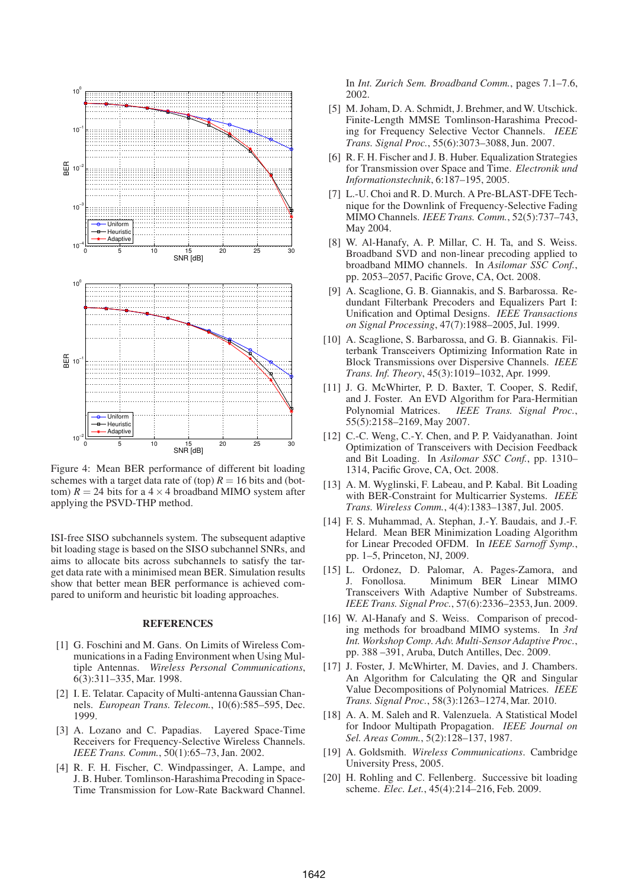$10^0$

$10^{-1}$

BER

$10^{-2}$

$10^{-3}$

$10^{-4}$

0 5 10 15 20 25 30

SNR [dB]

Uniform
Heuristic
Adaptive

$10^0$

BER $10^{-1}$

$10^{-2}$

0 5 10 15 20 25 30

SNR [dB]

Uniform
Heuristic
Adaptive

Figure 4: Mean BER performance of different bit loading schemes with a target data rate of (top) $R = 16$ bits and (bottom) $R = 24$ bits for a $4 \times 4$ broadband MIMO system after applying the PSVD-THP method.

ISI-free SISO subchannels system. The subsequent adaptive bit loading stage is based on the SISO subchannel SNRs, and aims to allocate bits across subchannels to satisfy the target data rate with a minimised mean BER. Simulation results show that better mean BER performance is achieved compared to uniform and heuristic bit loading approaches.

## REFERENCES

[1] G. Foschini and M. Gans. On Limits of Wireless Communications in a Fading Environment when Using Multiple Antennas. *Wireless Personal Communications*, 6(3):311–335, Mar. 1998.

[2] I. E. Telatar. Capacity of Multi-antenna Gaussian Channels. *European Trans. Telecom.*, 10(6):585–595, Dec. 1999.

[3] A. Lozano and C. Papadias. Layered Space-Time Receivers for Frequency-Selective Wireless Channels. *IEEE Trans. Comm.*, 50(1):65–73, Jan. 2002.

[4] R. F. H. Fischer, C. Windpassinger, A. Lampe, and J. B. Huber. Tomlinson-Harashima Precoding in Space-Time Transmission for Low-Rate Backward Channel. In *Int. Zurich Sem. Broadband Comm.*, pages 7.1–7.6, 2002.

[5] M. Joham, D. A. Schmidt, J. Brehmer, and W. Utschick. Finite-Length MMSE Tomlinson-Harashima Precoding for Frequency Selective Vector Channels. *IEEE Trans. Signal Proc.*, 55(6):3073–3088, Jun. 2007.

[6] R. F. H. Fischer and J. B. Huber. Equalization Strategies for Transmission over Space and Time. *Electronik und Informationstechnik*, 6:187–195, 2005.

[7] L.-U. Choi and R. D. Murch. A Pre-BLAST-DFE Technique for the Downlink of Frequency-Selective Fading MIMO Channels. *IEEE Trans. Comm.*, 52(5):737–743, May 2004.

[8] W. Al-Hanafy, A. P. Millar, C. H. Ta, and S. Weiss. Broadband SVD and non-linear precoding applied to broadband MIMO channels. In *Asilomar SSC Conf.*, pp. 2053–2057, Pacific Grove, CA, Oct. 2008.

[9] A. Scaglione, G. B. Giannakis, and S. Barbarossa. Redundant Filterbank Precoders and Equalizers Part I: Unification and Optimal Designs. *IEEE Transactions on Signal Processing*, 47(7):1988–2005, Jul. 1999.

[10] A. Scaglione, S. Barbarossa, and G. B. Giannakis. Filterbank Transceivers Optimizing Information Rate in Block Transmissions over Dispersive Channels. *IEEE Trans. Inf. Theory*, 45(3):1019–1032, Apr. 1999.

[11] J. G. McWhirter, P. D. Baxter, T. Cooper, S. Redif, and J. Foster. An EVD Algorithm for Para-Hermitian Polynomial Matrices. *IEEE Trans. Signal Proc.*, 55(5):2158–2169, May 2007.

[12] C.-C. Weng, C.-Y. Chen, and P. P. Vaidyanathan. Joint Optimization of Transceivers with Decision Feedback and Bit Loading. In *Asilomar SSC Conf.*, pp. 1310–1314, Pacific Grove, CA, Oct. 2008.

[13] A. M. Wyglinski, F. Labeau, and P. Kabal. Bit Loading with BER-Constraint for Multicarrier Systems. *IEEE Trans. Wireless Comm.*, 4(4):1383–1387, Jul. 2005.

[14] F. S. Muhammad, A. Stephan, J.-Y. Baudais, and J.-F. Helard. Mean BER Minimization Loading Algorithm for Linear Precoded OFDM. In *IEEE Sarnoff Symp.*, pp. 1–5, Princeton, NJ, 2009.

[15] L. Ordonez, D. Palomar, A. Pages-Zamora, and J. Fonollosa. Minimum BER Linear MIMO Transceivers With Adaptive Number of Substreams. *IEEE Trans. Signal Proc.*, 57(6):2336–2353, Jun. 2009.

[16] W. Al-Hanafy and S. Weiss. Comparison of precoding methods for broadband MIMO systems. In *3rd Int. Workshop Comp. Adv. Multi-Sensor Adaptive Proc.*, pp. 388 –391, Aruba, Dutch Antilles, Dec. 2009.

[17] J. Foster, J. McWhirter, M. Davies, and J. Chambers. An Algorithm for Calculating the QR and Singular Value Decompositions of Polynomial Matrices. *IEEE Trans. Signal Proc.*, 58(3):1263–1274, Mar. 2010.

[18] A. A. M. Saleh and R. A. Valenzuela. A Statistical Model for Indoor Multipath Propagation. *IEEE Journal on Sel. Areas Comm.*, 5(2):128–137, 1987.

[19] A. Goldsmith. *Wireless Communications*. Cambridge University Press, 2005.

[20] H. Rohling and C. Fellenberg. Successive bit loading scheme. *Elec. Let.*, 45(4):214–216, Feb. 2009.